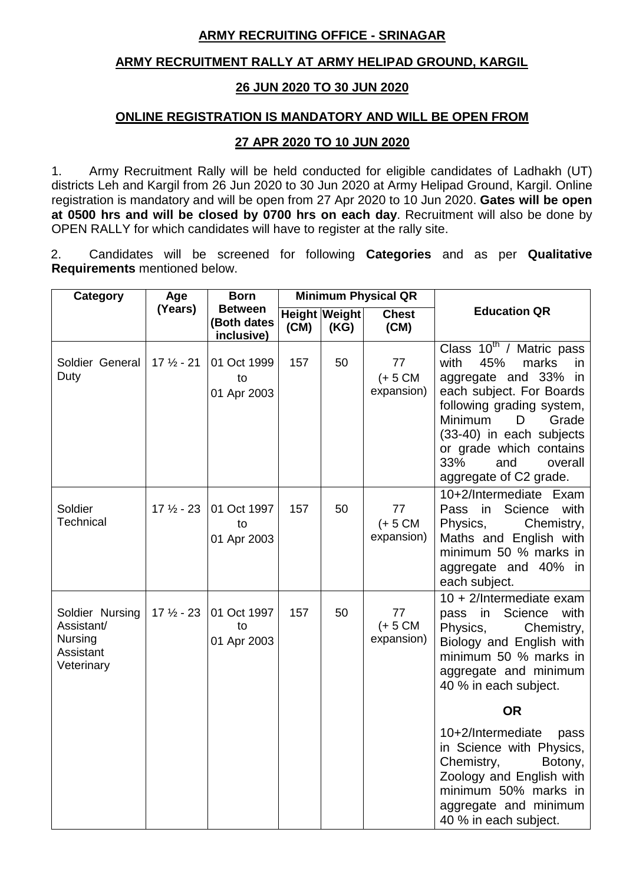**ARMY RECRUITING OFFICE - SRINAGAR**

**ARMY RECRUITMENT RALLY AT ARMY HELIPAD GROUND, KARGIL**

**26 JUN 2020 TO 30 JUN 2020**

**ONLINE REGISTRATION IS MANDATORY AND WILL BE OPEN FROM**

**27 APR 2020 TO 10 JUN 2020**

1. Army Recruitment Rally will be held conducted for eligible candidates of Ladhakh (UT) districts Leh and Kargil from 26 Jun 2020 to 30 Jun 2020 at Army Helipad Ground, Kargil. Online registration is mandatory and will be open from 27 Apr 2020 to 10 Jun 2020. **Gates will be open at 0500 hrs and will be closed by 0700 hrs on each day**. Recruitment will also be done by OPEN RALLY for which candidates will have to register at the rally site.

2. Candidates will be screened for following **Categories** and as per **Qualitative Requirements** mentioned below.

| Category | Age (Years) | Born Between (Both dates inclusive) | Minimum Physical QR | | | Education QR |
|---|---|---|---|---|---|---|
| | | | Height (CM) | Weight (KG) | Chest (CM) | |
| Soldier General Duty | 17 ½ - 21 | 01 Oct 1999 to 01 Apr 2003 | 157 | 50 | 77 (+ 5 CM expansion) | Class 10th / Matric pass with 45% marks in aggregate and 33% in each subject. For Boards following grading system, Minimum D Grade (33-40) in each subjects or grade which contains 33% and overall aggregate of C2 grade. |
| Soldier Technical | 17 ½ - 23 | 01 Oct 1997 to 01 Apr 2003 | 157 | 50 | 77 (+ 5 CM expansion) | 10+2/Intermediate Exam Pass in Science with Physics, Chemistry, Maths and English with minimum 50 % marks in aggregate and 40% in each subject. |
| Soldier Nursing Assistant/ Nursing Assistant Veterinary | 17 ½ - 23 | 01 Oct 1997 to 01 Apr 2003 | 157 | 50 | 77 (+ 5 CM expansion) | 10 + 2/Intermediate exam pass in Science with Physics, Chemistry, Biology and English with minimum 50 % marks in aggregate and minimum 40 % in each subject. **OR** 10+2/Intermediate pass in Science with Physics, Chemistry, Botony, Zoology and English with minimum 50% marks in aggregate and minimum 40 % in each subject. |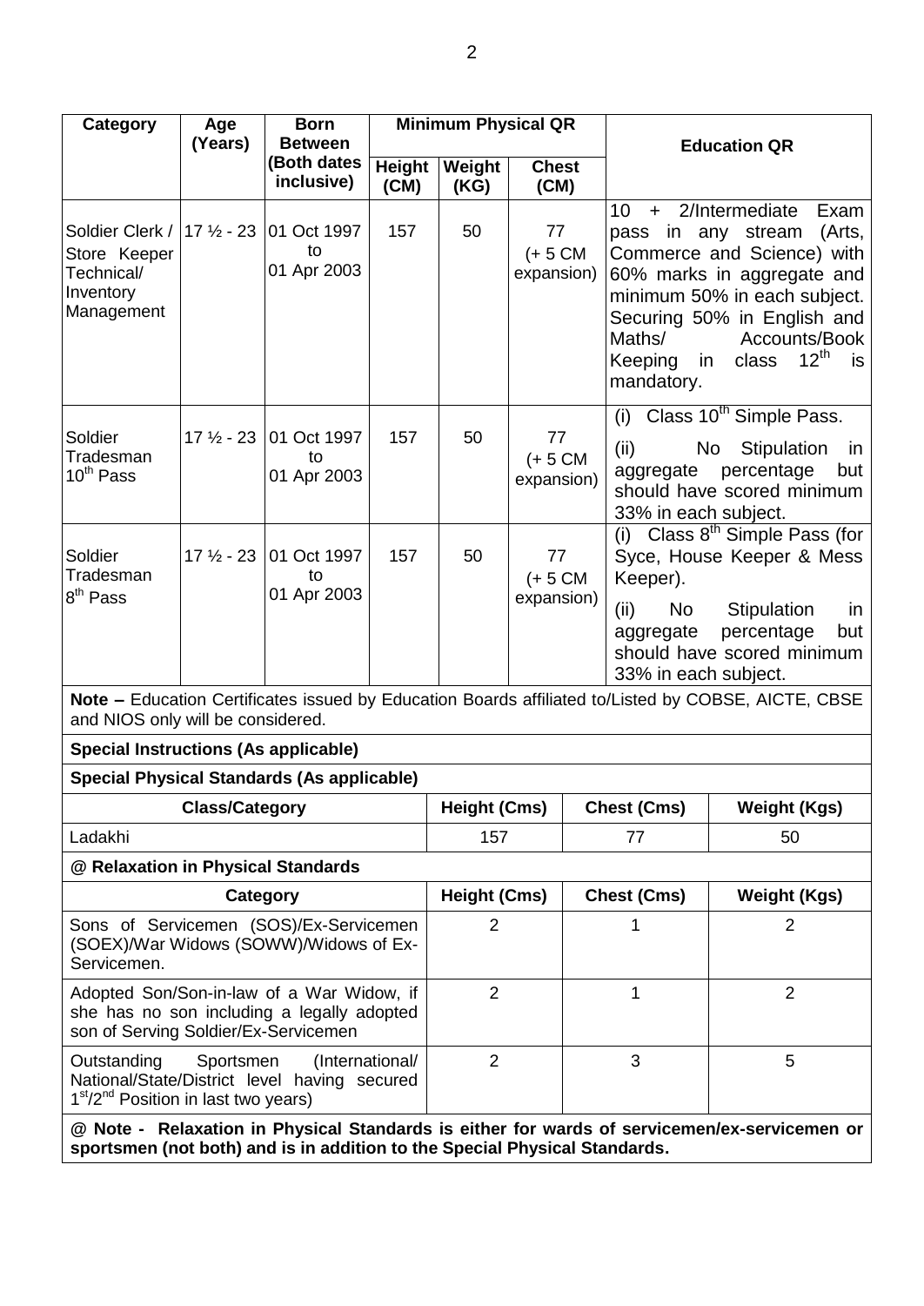| Category | Age (Years) | Born Between (Both dates inclusive) | Minimum Physical QR | | | Education QR |
|---|---|---|---|---|---|---|
| | | | Height (CM) | Weight (KG) | Chest (CM) | |
| Soldier Clerk / Store Keeper Technical/ Inventory Management | 17 ½ - 23 | 01 Oct 1997 to 01 Apr 2003 | 157 | 50 | 77 (+ 5 CM expansion) | 10 + 2/Intermediate Exam pass in any stream (Arts, Commerce and Science) with 60% marks in aggregate and minimum 50% in each subject. Securing 50% in English and Maths/ Accounts/Book Keeping in class 12th is mandatory. |
| Soldier Tradesman 10th Pass | 17 ½ - 23 | 01 Oct 1997 to 01 Apr 2003 | 157 | 50 | 77 (+ 5 CM expansion) | (i) Class 10th Simple Pass. (ii) No Stipulation in aggregate percentage but should have scored minimum 33% in each subject. |
| Soldier Tradesman 8th Pass | 17 ½ - 23 | 01 Oct 1997 to 01 Apr 2003 | 157 | 50 | 77 (+ 5 CM expansion) | (i) Class 8th Simple Pass (for Syce, House Keeper & Mess Keeper). (ii) No Stipulation in aggregate percentage but should have scored minimum 33% in each subject. |

**Note –** Education Certificates issued by Education Boards affiliated to/Listed by COBSE, AICTE, CBSE and NIOS only will be considered.

**Special Instructions (As applicable)**

**Special Physical Standards (As applicable)**

| Class/Category | Height (Cms) | Chest (Cms) | Weight (Kgs) |
|---|---|---|---|
| Ladakhi | 157 | 77 | 50 |

**@ Relaxation in Physical Standards**

| Category | Height (Cms) | Chest (Cms) | Weight (Kgs) |
|---|---|---|---|
| Sons of Servicemen (SOS)/Ex-Servicemen (SOEX)/War Widows (SOWW)/Widows of Ex-Servicemen. | 2 | 1 | 2 |
| Adopted Son/Son-in-law of a War Widow, if she has no son including a legally adopted son of Serving Soldier/Ex-Servicemen | 2 | 1 | 2 |
| Outstanding Sportsmen (International/ National/State/District level having secured 1st/2nd Position in last two years) | 2 | 3 | 5 |

**@ Note - Relaxation in Physical Standards is either for wards of servicemen/ex-servicemen or sportsmen (not both) and is in addition to the Special Physical Standards.**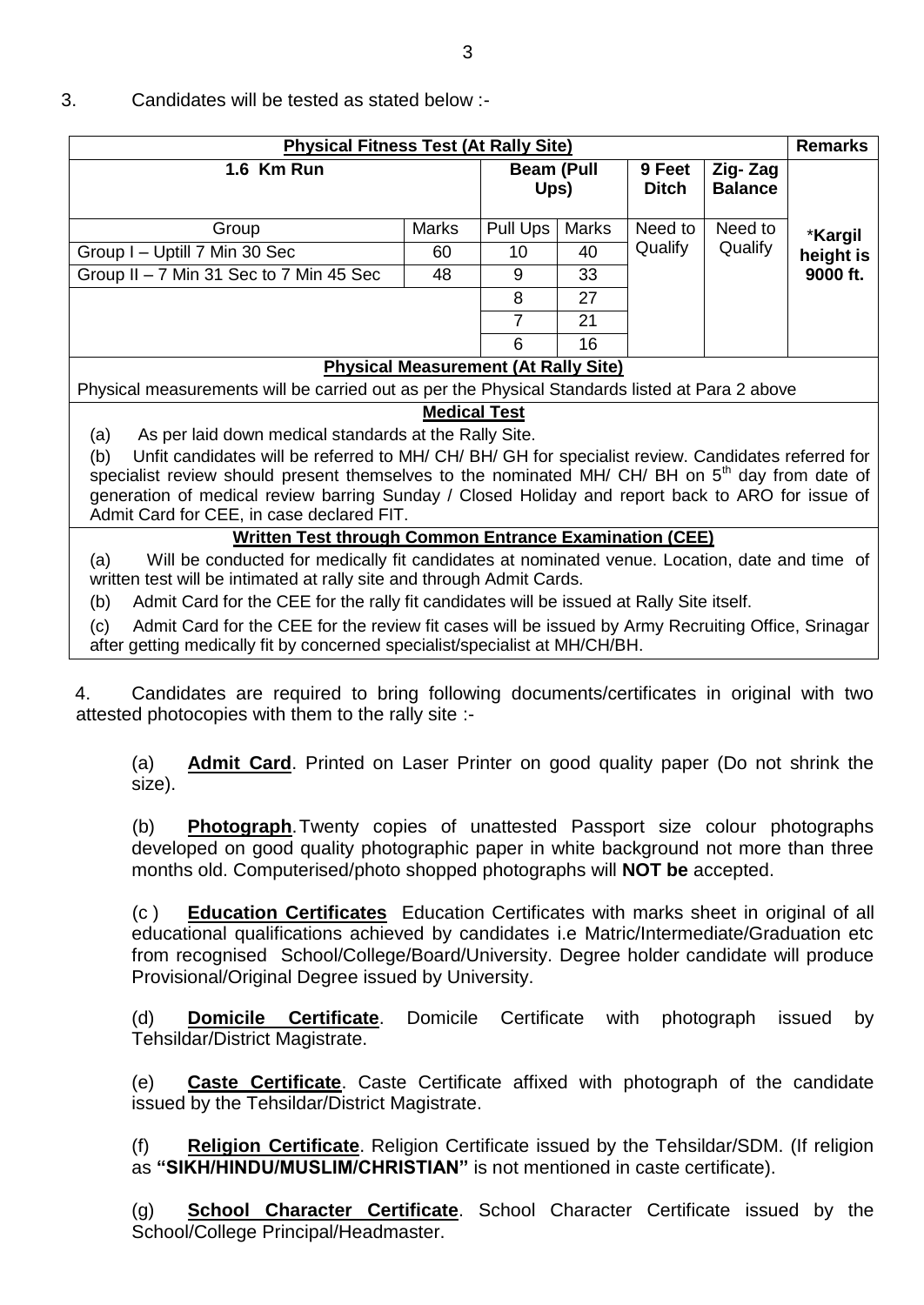3. Candidates will be tested as stated below :-

| **Physical Fitness Test (At Rally Site)** | | | | | | | **Remarks** |
|---|---|---|---|---|---|---|---|
| **1.6 Km Run** | | **Beam (Pull Ups)** | | **9 Feet Ditch** | **Zig- Zag Balance** | | |
| Group | Marks | Pull Ups | Marks | Need to Qualify | Need to Qualify | | *__Kargil height is 9000 ft.__ |
| Group I – Uptill 7 Min 30 Sec | 60 | 10 | 40 | | | | |
| Group II – 7 Min 31 Sec to 7 Min 45 Sec | 48 | 9 | 33 | | | | |
| | | 8 | 27 | | | | |
| | | 7 | 21 | | | | |
| | | 6 | 16 | | | | |
| **Physical Measurement (At Rally Site)** | | | | | | | |
| Physical measurements will be carried out as per the Physical Standards listed at Para 2 above | | | | | | | |
| **Medical Test** | | | | | | | |
| (a) As per laid down medical standards at the Rally Site. (b) Unfit candidates will be referred to MH/ CH/ BH/ GH for specialist review. Candidates referred for specialist review should present themselves to the nominated MH/ CH/ BH on 5th day from date of generation of medical review barring Sunday / Closed Holiday and report back to ARO for issue of Admit Card for CEE, in case declared FIT. | | | | | | | |
| **Written Test through Common Entrance Examination (CEE)** | | | | | | | |
| (a) Will be conducted for medically fit candidates at nominated venue. Location, date and time of written test will be intimated at rally site and through Admit Cards. (b) Admit Card for the CEE for the rally fit candidates will be issued at Rally Site itself. (c) Admit Card for the CEE for the review fit cases will be issued by Army Recruiting Office, Srinagar after getting medically fit by concerned specialist/specialist at MH/CH/BH. | | | | | | | |

4. Candidates are required to bring following documents/certificates in original with two attested photocopies with them to the rally site :-

(a) **Admit Card**. Printed on Laser Printer on good quality paper (Do not shrink the size).

(b) **Photograph**. Twenty copies of unattested Passport size colour photographs developed on good quality photographic paper in white background not more than three months old. Computerised/photo shopped photographs will **NOT be** accepted.

(c ) **Education Certificates** Education Certificates with marks sheet in original of all educational qualifications achieved by candidates i.e Matric/Intermediate/Graduation etc from recognised School/College/Board/University. Degree holder candidate will produce Provisional/Original Degree issued by University.

(d) **Domicile Certificate**. Domicile Certificate with photograph issued by Tehsildar/District Magistrate.

(e) **Caste Certificate**. Caste Certificate affixed with photograph of the candidate issued by the Tehsildar/District Magistrate.

(f) **Religion Certificate**. Religion Certificate issued by the Tehsildar/SDM. (If religion as **"SIKH/HINDU/MUSLIM/CHRISTIAN"** is not mentioned in caste certificate).

(g) **School Character Certificate**. School Character Certificate issued by the School/College Principal/Headmaster.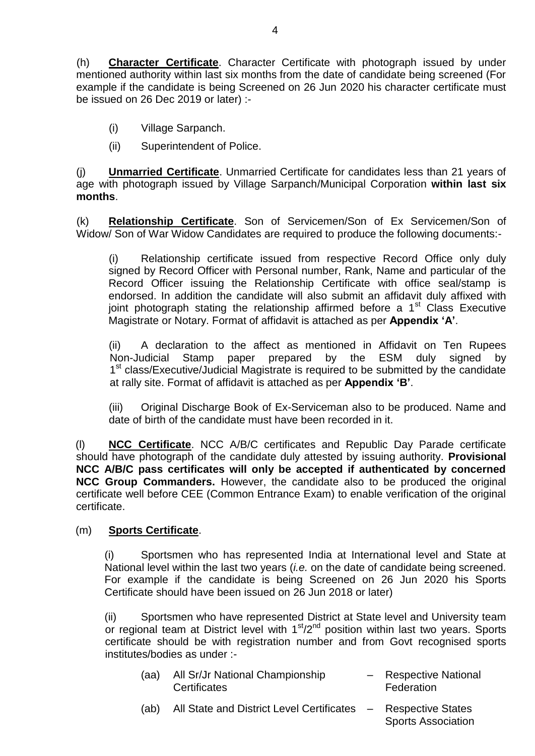(h) **Character Certificate**. Character Certificate with photograph issued by under mentioned authority within last six months from the date of candidate being screened (For example if the candidate is being Screened on 26 Jun 2020 his character certificate must be issued on 26 Dec 2019 or later) :-

(i) Village Sarpanch.

(ii) Superintendent of Police.

(j) **Unmarried Certificate**. Unmarried Certificate for candidates less than 21 years of age with photograph issued by Village Sarpanch/Municipal Corporation **within last six months**.

(k) **Relationship Certificate**. Son of Servicemen/Son of Ex Servicemen/Son of Widow/ Son of War Widow Candidates are required to produce the following documents:-

(i) Relationship certificate issued from respective Record Office only duly signed by Record Officer with Personal number, Rank, Name and particular of the Record Officer issuing the Relationship Certificate with office seal/stamp is endorsed. In addition the candidate will also submit an affidavit duly affixed with joint photograph stating the relationship affirmed before a 1st Class Executive Magistrate or Notary. Format of affidavit is attached as per **Appendix 'A'**.

(ii) A declaration to the affect as mentioned in Affidavit on Ten Rupees Non-Judicial Stamp paper prepared by the ESM duly signed by 1st class/Executive/Judicial Magistrate is required to be submitted by the candidate at rally site. Format of affidavit is attached as per **Appendix 'B'**.

(iii) Original Discharge Book of Ex-Serviceman also to be produced. Name and date of birth of the candidate must have been recorded in it.

(l) **NCC Certificate**. NCC A/B/C certificates and Republic Day Parade certificate should have photograph of the candidate duly attested by issuing authority. **Provisional NCC A/B/C pass certificates will only be accepted if authenticated by concerned NCC Group Commanders.** However, the candidate also to be produced the original certificate well before CEE (Common Entrance Exam) to enable verification of the original certificate.

(m) **Sports Certificate**.

(i) Sportsmen who has represented India at International level and State at National level within the last two years (*i.e.* on the date of candidate being screened. For example if the candidate is being Screened on 26 Jun 2020 his Sports Certificate should have been issued on 26 Jun 2018 or later)

(ii) Sportsmen who have represented District at State level and University team or regional team at District level with 1st/2nd position within last two years. Sports certificate should be with registration number and from Govt recognised sports institutes/bodies as under :-

(aa) All Sr/Jr National Championship Certificates – Respective National Federation

(ab) All State and District Level Certificates – Respective States Sports Association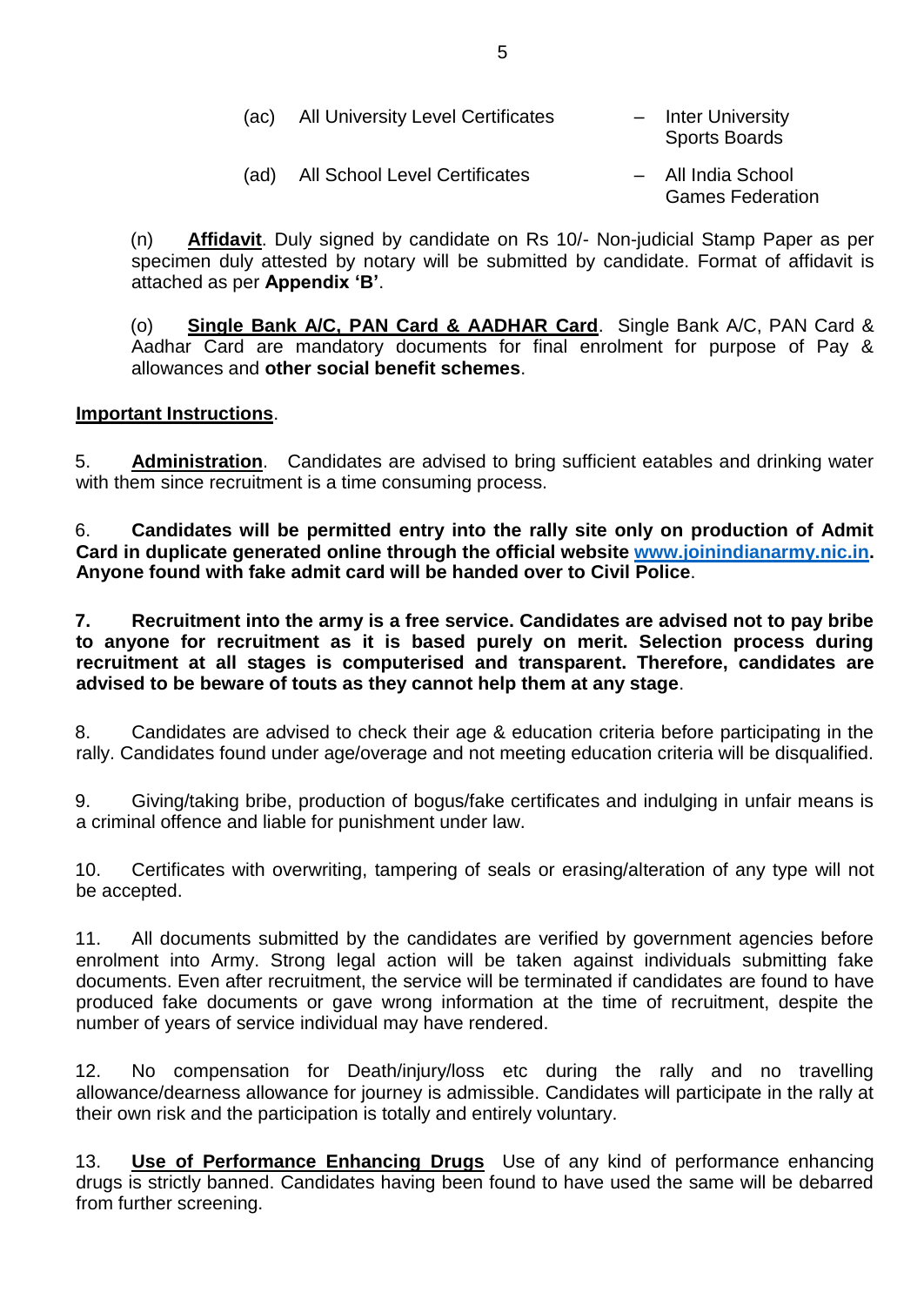(ac) All University Level Certificates – Inter University Sports Boards

(ad) All School Level Certificates – All India School Games Federation

(n) **<u>Affidavit</u>**. Duly signed by candidate on Rs 10/- Non-judicial Stamp Paper as per specimen duly attested by notary will be submitted by candidate. Format of affidavit is attached as per **Appendix 'B'**.

(o) **<u>Single Bank A/C, PAN Card & AADHAR Card</u>**. Single Bank A/C, PAN Card & Aadhar Card are mandatory documents for final enrolment for purpose of Pay & allowances and **other social benefit schemes**.

**<u>Important Instructions</u>**.

5. **<u>Administration</u>**. Candidates are advised to bring sufficient eatables and drinking water with them since recruitment is a time consuming process.

6. **Candidates will be permitted entry into the rally site only on production of Admit Card in duplicate generated online through the official website [www.joinindianarmy.nic.in](http://www.joinindianarmy.nic.in). Anyone found with fake admit card will be handed over to Civil Police**.

**7. Recruitment into the army is a free service. Candidates are advised not to pay bribe to anyone for recruitment as it is based purely on merit. Selection process during recruitment at all stages is computerised and transparent. Therefore, candidates are advised to be beware of touts as they cannot help them at any stage**.

8. Candidates are advised to check their age & education criteria before participating in the rally. Candidates found under age/overage and not meeting education criteria will be disqualified.

9. Giving/taking bribe, production of bogus/fake certificates and indulging in unfair means is a criminal offence and liable for punishment under law.

10. Certificates with overwriting, tampering of seals or erasing/alteration of any type will not be accepted.

11. All documents submitted by the candidates are verified by government agencies before enrolment into Army. Strong legal action will be taken against individuals submitting fake documents. Even after recruitment, the service will be terminated if candidates are found to have produced fake documents or gave wrong information at the time of recruitment, despite the number of years of service individual may have rendered.

12. No compensation for Death/injury/loss etc during the rally and no travelling allowance/dearness allowance for journey is admissible. Candidates will participate in the rally at their own risk and the participation is totally and entirely voluntary.

13. **<u>Use of Performance Enhancing Drugs</u>** Use of any kind of performance enhancing drugs is strictly banned. Candidates having been found to have used the same will be debarred from further screening.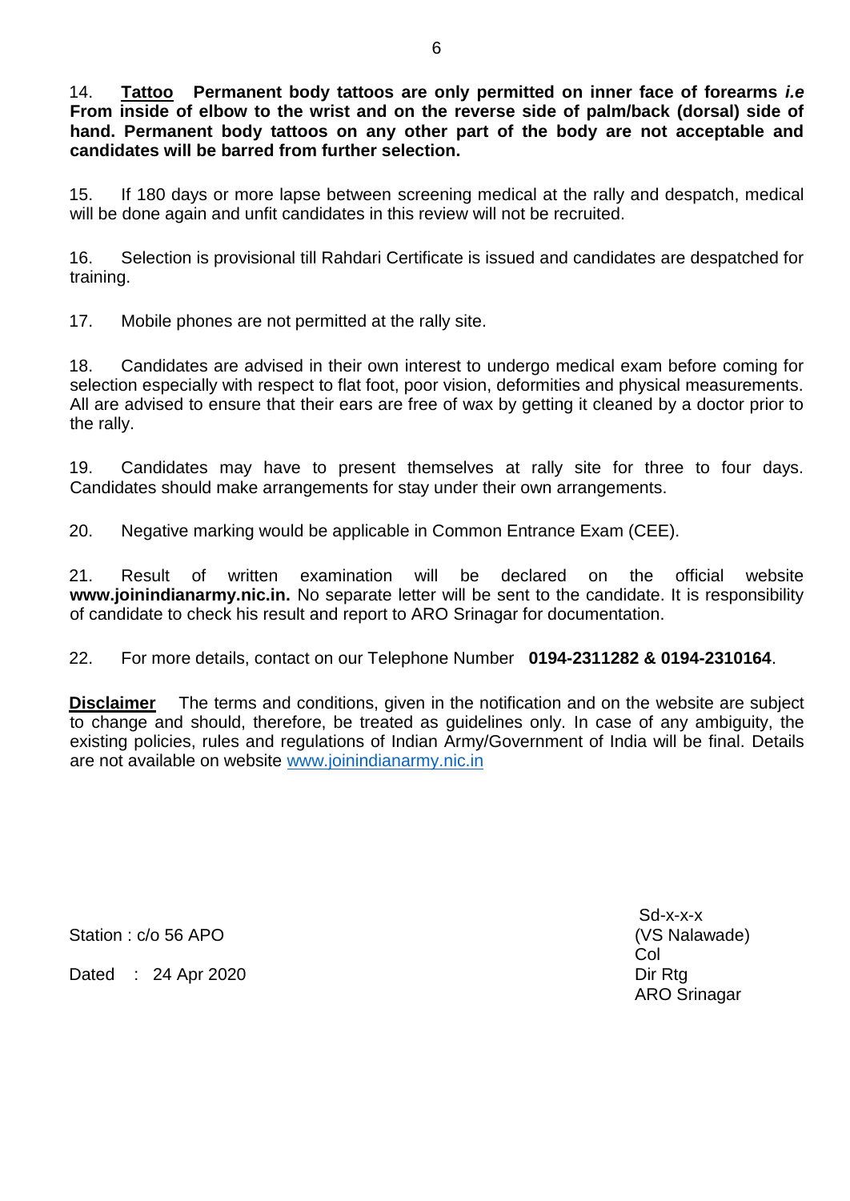14. **<u>Tattoo</u> Permanent body tattoos are only permitted on inner face of forearms *i.e* From inside of elbow to the wrist and on the reverse side of palm/back (dorsal) side of hand. Permanent body tattoos on any other part of the body are not acceptable and candidates will be barred from further selection.**

15. If 180 days or more lapse between screening medical at the rally and despatch, medical will be done again and unfit candidates in this review will not be recruited.

16. Selection is provisional till Rahdari Certificate is issued and candidates are despatched for training.

17. Mobile phones are not permitted at the rally site.

18. Candidates are advised in their own interest to undergo medical exam before coming for selection especially with respect to flat foot, poor vision, deformities and physical measurements. All are advised to ensure that their ears are free of wax by getting it cleaned by a doctor prior to the rally.

19. Candidates may have to present themselves at rally site for three to four days. Candidates should make arrangements for stay under their own arrangements.

20. Negative marking would be applicable in Common Entrance Exam (CEE).

21. Result of written examination will be declared on the official website **www.joinindianarmy.nic.in.** No separate letter will be sent to the candidate. It is responsibility of candidate to check his result and report to ARO Srinagar for documentation.

22. For more details, contact on our Telephone Number **0194-2311282 & 0194-2310164**.

**<u>Disclaimer</u>** The terms and conditions, given in the notification and on the website are subject to change and should, therefore, be treated as guidelines only. In case of any ambiguity, the existing policies, rules and regulations of Indian Army/Government of India will be final. Details are not available on website www.joinindianarmy.nic.in

Sd-x-x-x
(VS Nalawade)
Col
Dir Rtg
ARO Srinagar

Station : c/o 56 APO

Dated : 24 Apr 2020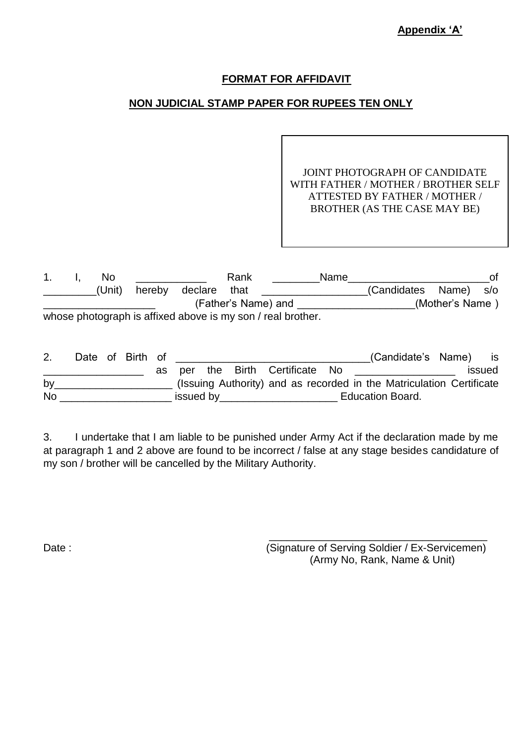**Appendix 'A'**

**FORMAT FOR AFFIDAVIT**

**NON JUDICIAL STAMP PAPER FOR RUPEES TEN ONLY**

| JOINT PHOTOGRAPH OF CANDIDATE WITH FATHER / MOTHER / BROTHER SELF ATTESTED BY FATHER / MOTHER / BROTHER (AS THE CASE MAY BE) |
|---|

1. I, No ____________ Rank ________Name________________________of _________(Unit) hereby declare that __________________(Candidates Name) s/o ___________________ (Father's Name) and ____________________(Mother's Name ) whose photograph is affixed above is my son / real brother.

2. Date of Birth of _________________________________(Candidate's Name) is _________________ as per the Birth Certificate No _________________ issued by____________________ (Issuing Authority) and as recorded in the Matriculation Certificate No ___________________ issued by____________________ Education Board.

3. I undertake that I am liable to be punished under Army Act if the declaration made by me at paragraph 1 and 2 above are found to be incorrect / false at any stage besides candidature of my son / brother will be cancelled by the Military Authority.

Date :

_____________________________________
(Signature of Serving Soldier / Ex-Servicemen)
(Army No, Rank, Name & Unit)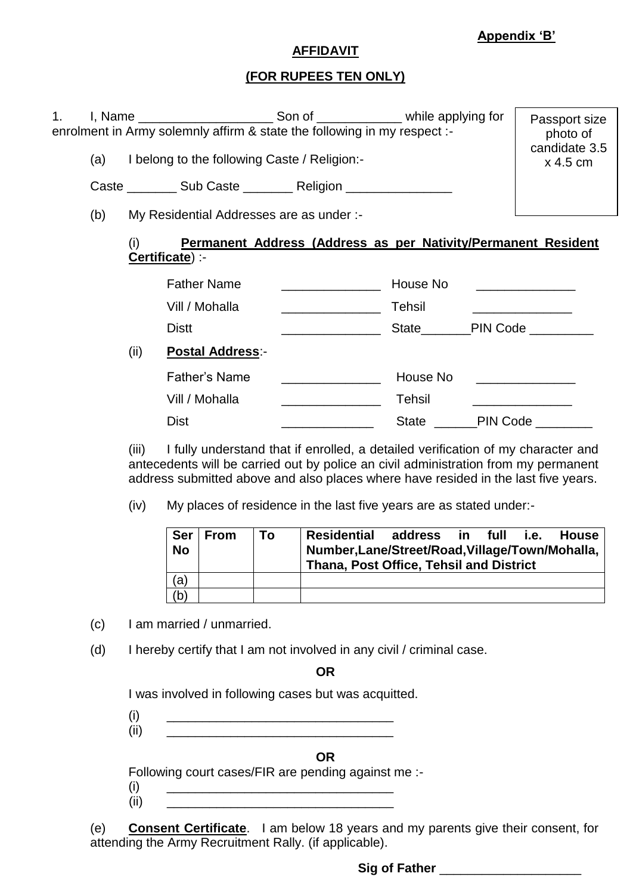**Appendix 'B'**

**AFFIDAVIT**

**(FOR RUPEES TEN ONLY)**

| Passport size photo of candidate 3.5 x 4.5 cm |
|---|

1. I, Name ___________________ Son of ____________ while applying for enrolment in Army solemnly affirm & state the following in my respect :-

   (a) I belong to the following Caste / Religion:-

   Caste _______ Sub Caste _______ Religion _______________

   (b) My Residential Addresses are as under :-

   (i) **Permanent Address (Address as per Nativity/Permanent Resident Certificate**) :-

   | | | | |
   |---|---|---|---|
   | Father Name | ______________ | House No | ______________ |
   | Vill / Mohalla | ______________ | Tehsil | ______________ |
   | Distt | ______________ | State_______PIN Code _________ | |

   (ii) **Postal Address**:-

   | | | | |
   |---|---|---|---|
   | Father's Name | ______________ | House No | ______________ |
   | Vill / Mohalla | ______________ | Tehsil | ______________ |
   | Dist | _____________ | State ______PIN Code ________ | |

   (iii) I fully understand that if enrolled, a detailed verification of my character and antecedents will be carried out by police an civil administration from my permanent address submitted above and also places where have resided in the last five years.

   (iv) My places of residence in the last five years are as stated under:-

   | Ser No | From | To | Residential address in full i.e. House Number,Lane/Street/Road,Village/Town/Mohalla, Thana, Post Office, Tehsil and District |
   |---|---|---|---|
   | (a) | | | |
   | (b) | | | |

   (c) I am married / unmarried.

   (d) I hereby certify that I am not involved in any civil / criminal case.

   **OR**

   I was involved in following cases but was acquitted.

   (i) _________________________________
   (ii) _________________________________

   **OR**

   Following court cases/FIR are pending against me :-

   (i) _________________________________
   (ii) _________________________________

   (e) **Consent Certificate**. I am below 18 years and my parents give their consent, for attending the Army Recruitment Rally. (if applicable).

**Sig of Father** ____________________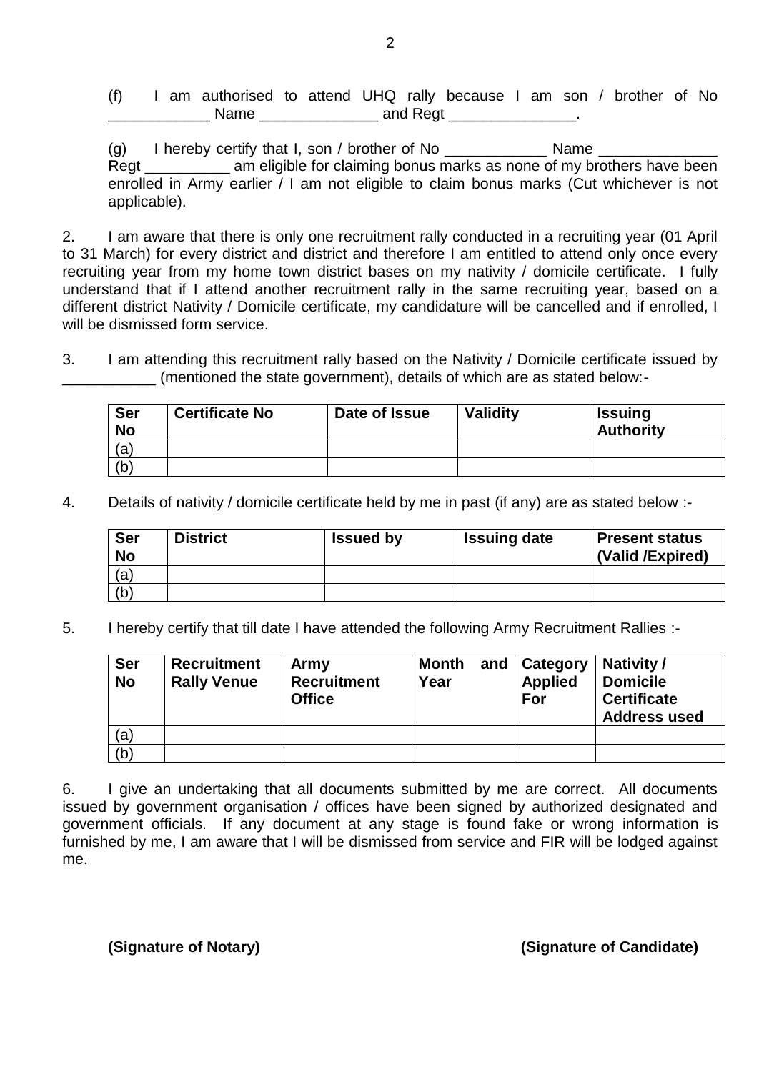(f) I am authorised to attend UHQ rally because I am son / brother of No ____________ Name ______________ and Regt _______________.

(g) I hereby certify that I, son / brother of No ____________ Name ______________ Regt __________ am eligible for claiming bonus marks as none of my brothers have been enrolled in Army earlier / I am not eligible to claim bonus marks (Cut whichever is not applicable).

2. I am aware that there is only one recruitment rally conducted in a recruiting year (01 April to 31 March) for every district and district and therefore I am entitled to attend only once every recruiting year from my home town district bases on my nativity / domicile certificate. I fully understand that if I attend another recruitment rally in the same recruiting year, based on a different district Nativity / Domicile certificate, my candidature will be cancelled and if enrolled, I will be dismissed form service.

3. I am attending this recruitment rally based on the Nativity / Domicile certificate issued by ___________ (mentioned the state government), details of which are as stated below:-

| Ser No | Certificate No | Date of Issue | Validity | Issuing Authority |
|---|---|---|---|---|
| (a) | | | | |
| (b) | | | | |

4. Details of nativity / domicile certificate held by me in past (if any) are as stated below :-

| Ser No | District | Issued by | Issuing date | Present status (Valid /Expired) |
|---|---|---|---|---|
| (a) | | | | |
| (b) | | | | |

5. I hereby certify that till date I have attended the following Army Recruitment Rallies :-

| Ser No | Recruitment Rally Venue | Army Recruitment Office | Month and Year | Category Applied For | Nativity / Domicile Certificate Address used |
|---|---|---|---|---|---|
| (a) | | | | | |
| (b) | | | | | |

6. I give an undertaking that all documents submitted by me are correct. All documents issued by government organisation / offices have been signed by authorized designated and government officials. If any document at any stage is found fake or wrong information is furnished by me, I am aware that I will be dismissed from service and FIR will be lodged against me.

**(Signature of Notary)** **(Signature of Candidate)**